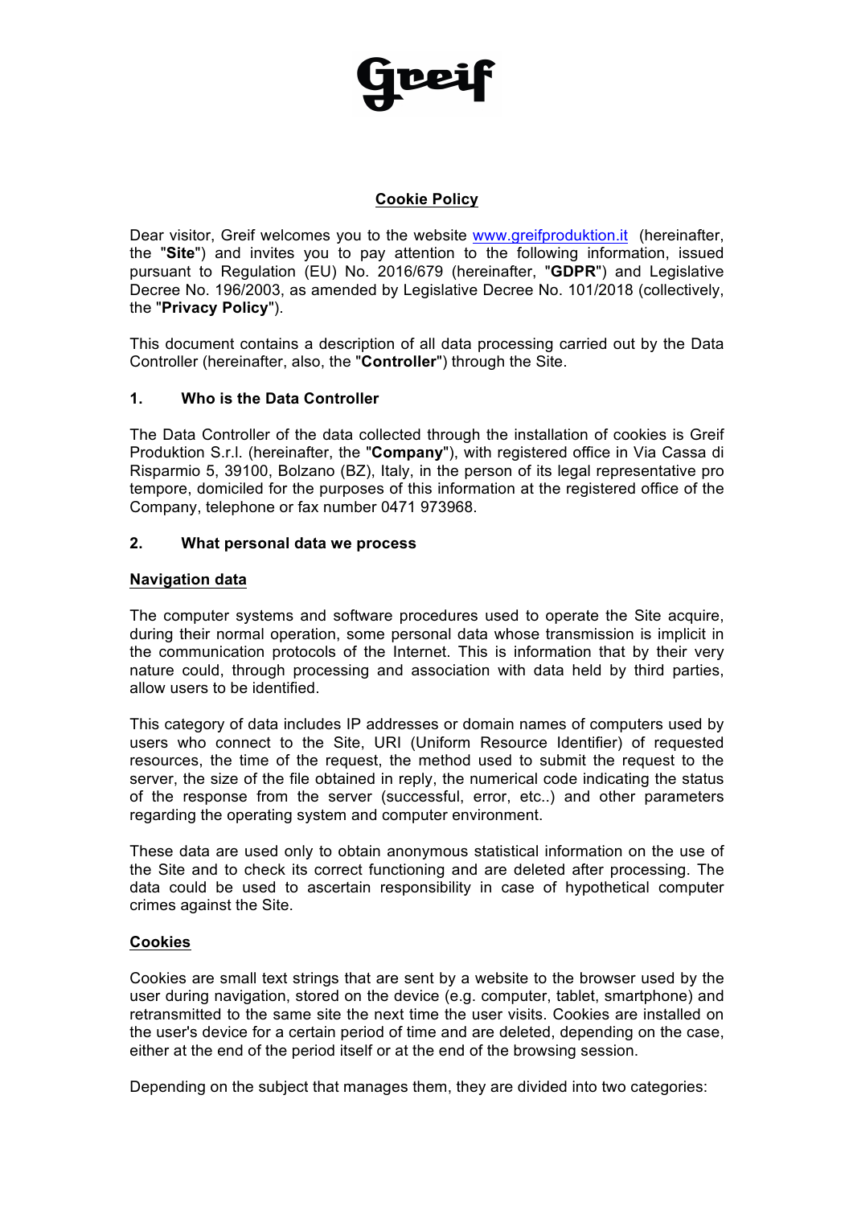Greif

# Cookie Policy

Dear visitor, Greif welcomes you to the website www.greifproduktion.it (hereinafter, the "**Site**") and invites you to pay attention to the following information, issued pursuant to Regulation (EU) No. 2016/679 (hereinafter, "**GDPR**") and Legislative Decree No. 196/2003, as amended by Legislative Decree No. 101/2018 (collectively, the "**Privacy Policy**").

This document contains a description of all data processing carried out by the Data Controller (hereinafter, also, the "**Controller**") through the Site.

## 1. Who is the Data Controller

The Data Controller of the data collected through the installation of cookies is Greif Produktion S.r.l. (hereinafter, the "**Company**"), with registered office in Via Cassa di Risparmio 5, 39100, Bolzano (BZ), Italy, in the person of its legal representative pro tempore, domiciled for the purposes of this information at the registered office of the Company, telephone or fax number 0471 973968.

## 2. What personal data we process

### Navigation data

The computer systems and software procedures used to operate the Site acquire, during their normal operation, some personal data whose transmission is implicit in the communication protocols of the Internet. This is information that by their very nature could, through processing and association with data held by third parties, allow users to be identified.

This category of data includes IP addresses or domain names of computers used by users who connect to the Site, URI (Uniform Resource Identifier) of requested resources, the time of the request, the method used to submit the request to the server, the size of the file obtained in reply, the numerical code indicating the status of the response from the server (successful, error, etc..) and other parameters regarding the operating system and computer environment.

These data are used only to obtain anonymous statistical information on the use of the Site and to check its correct functioning and are deleted after processing. The data could be used to ascertain responsibility in case of hypothetical computer crimes against the Site.

### Cookies

Cookies are small text strings that are sent by a website to the browser used by the user during navigation, stored on the device (e.g. computer, tablet, smartphone) and retransmitted to the same site the next time the user visits. Cookies are installed on the user's device for a certain period of time and are deleted, depending on the case, either at the end of the period itself or at the end of the browsing session.

Depending on the subject that manages them, they are divided into two categories: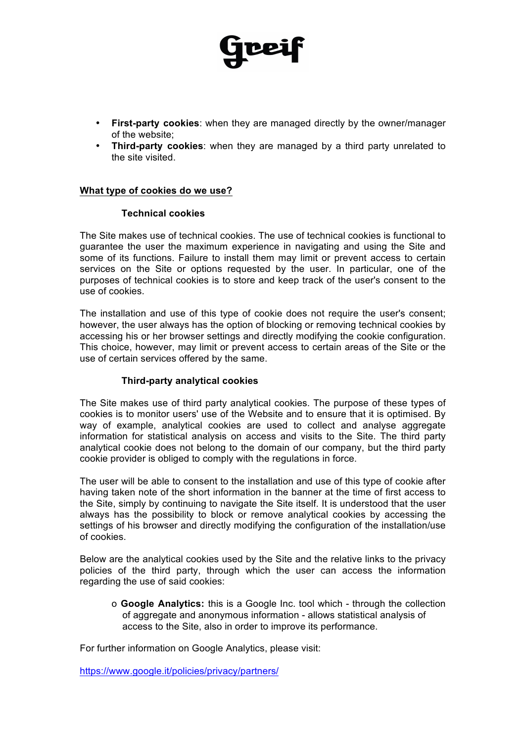- **First-party cookies**: when they are managed directly by the owner/manager of the website;
- **Third-party cookies**: when they are managed by a third party unrelated to the site visited.

## What type of cookies do we use?

### Technical cookies

The Site makes use of technical cookies. The use of technical cookies is functional to guarantee the user the maximum experience in navigating and using the Site and some of its functions. Failure to install them may limit or prevent access to certain services on the Site or options requested by the user. In particular, one of the purposes of technical cookies is to store and keep track of the user's consent to the use of cookies.

The installation and use of this type of cookie does not require the user's consent; however, the user always has the option of blocking or removing technical cookies by accessing his or her browser settings and directly modifying the cookie configuration. This choice, however, may limit or prevent access to certain areas of the Site or the use of certain services offered by the same.

### Third-party analytical cookies

The Site makes use of third party analytical cookies. The purpose of these types of cookies is to monitor users' use of the Website and to ensure that it is optimised. By way of example, analytical cookies are used to collect and analyse aggregate information for statistical analysis on access and visits to the Site. The third party analytical cookie does not belong to the domain of our company, but the third party cookie provider is obliged to comply with the regulations in force.

The user will be able to consent to the installation and use of this type of cookie after having taken note of the short information in the banner at the time of first access to the Site, simply by continuing to navigate the Site itself. It is understood that the user always has the possibility to block or remove analytical cookies by accessing the settings of his browser and directly modifying the configuration of the installation/use of cookies.

Below are the analytical cookies used by the Site and the relative links to the privacy policies of the third party, through which the user can access the information regarding the use of said cookies:

- **Google Analytics:** this is a Google Inc. tool which - through the collection of aggregate and anonymous information - allows statistical analysis of access to the Site, also in order to improve its performance.

For further information on Google Analytics, please visit:

https://www.google.it/policies/privacy/partners/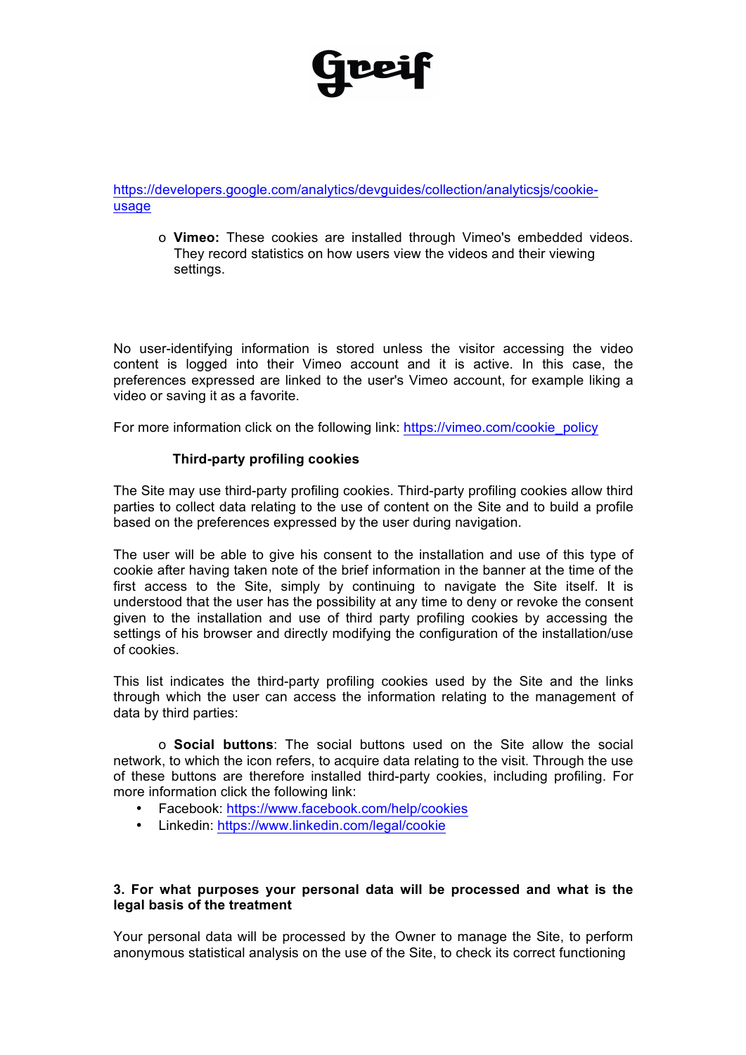https://developers.google.com/analytics/devguides/collection/analyticsjs/cookie-usage

- o **Vimeo:** These cookies are installed through Vimeo's embedded videos. They record statistics on how users view the videos and their viewing settings.

No user-identifying information is stored unless the visitor accessing the video content is logged into their Vimeo account and it is active. In this case, the preferences expressed are linked to the user's Vimeo account, for example liking a video or saving it as a favorite.

For more information click on the following link: https://vimeo.com/cookie_policy

**Third-party profiling cookies**

The Site may use third-party profiling cookies. Third-party profiling cookies allow third parties to collect data relating to the use of content on the Site and to build a profile based on the preferences expressed by the user during navigation.

The user will be able to give his consent to the installation and use of this type of cookie after having taken note of the brief information in the banner at the time of the first access to the Site, simply by continuing to navigate the Site itself. It is understood that the user has the possibility at any time to deny or revoke the consent given to the installation and use of third party profiling cookies by accessing the settings of his browser and directly modifying the configuration of the installation/use of cookies.

This list indicates the third-party profiling cookies used by the Site and the links through which the user can access the information relating to the management of data by third parties:

o **Social buttons**: The social buttons used on the Site allow the social network, to which the icon refers, to acquire data relating to the visit. Through the use of these buttons are therefore installed third-party cookies, including profiling. For more information click the following link:

- Facebook: https://www.facebook.com/help/cookies
- Linkedin: https://www.linkedin.com/legal/cookie

**3. For what purposes your personal data will be processed and what is the legal basis of the treatment**

Your personal data will be processed by the Owner to manage the Site, to perform anonymous statistical analysis on the use of the Site, to check its correct functioning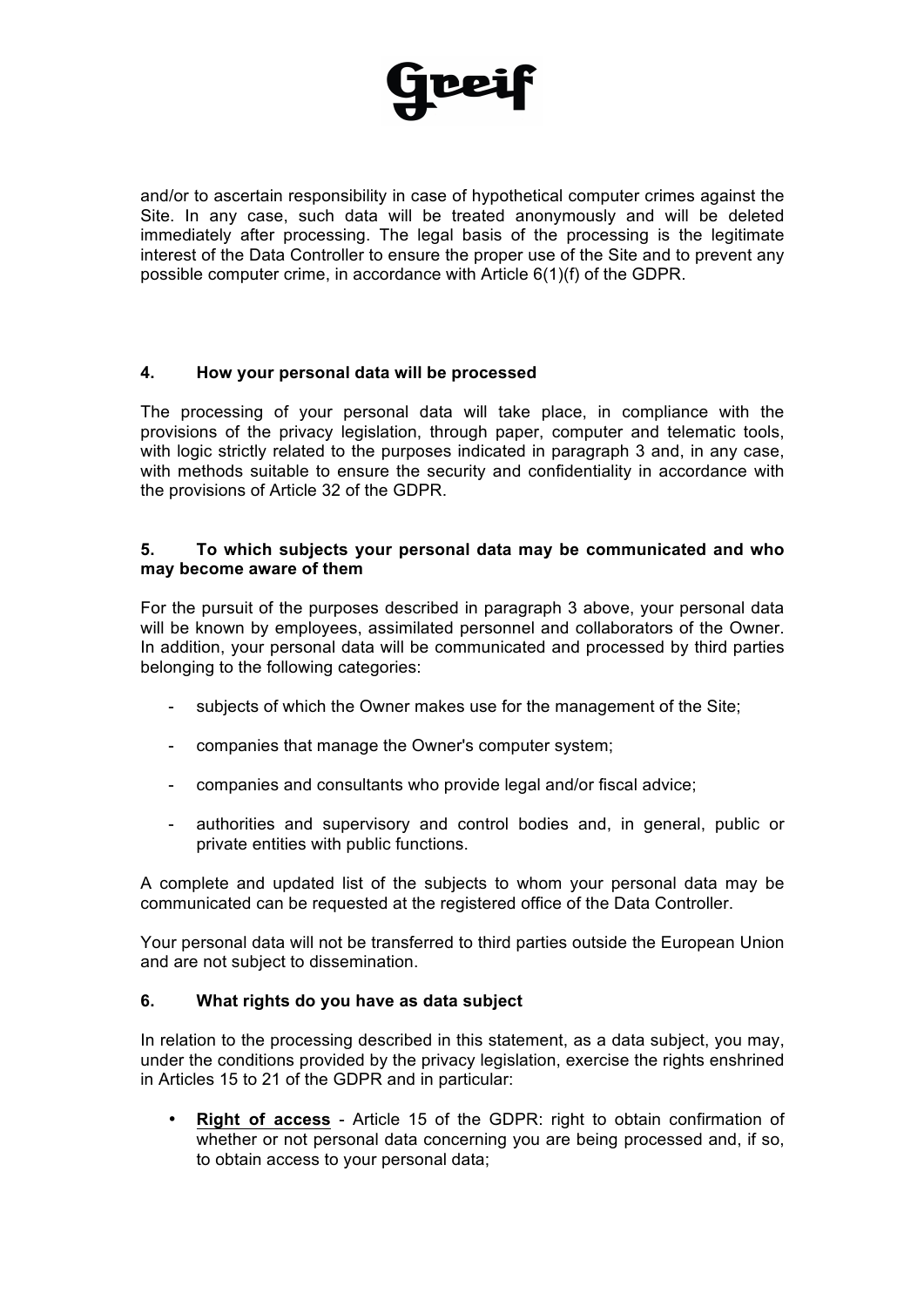and/or to ascertain responsibility in case of hypothetical computer crimes against the Site. In any case, such data will be treated anonymously and will be deleted immediately after processing. The legal basis of the processing is the legitimate interest of the Data Controller to ensure the proper use of the Site and to prevent any possible computer crime, in accordance with Article 6(1)(f) of the GDPR.

## 4. How your personal data will be processed

The processing of your personal data will take place, in compliance with the provisions of the privacy legislation, through paper, computer and telematic tools, with logic strictly related to the purposes indicated in paragraph 3 and, in any case, with methods suitable to ensure the security and confidentiality in accordance with the provisions of Article 32 of the GDPR.

## 5. To which subjects your personal data may be communicated and who may become aware of them

For the pursuit of the purposes described in paragraph 3 above, your personal data will be known by employees, assimilated personnel and collaborators of the Owner. In addition, your personal data will be communicated and processed by third parties belonging to the following categories:

- subjects of which the Owner makes use for the management of the Site;
- companies that manage the Owner's computer system;
- companies and consultants who provide legal and/or fiscal advice;
- authorities and supervisory and control bodies and, in general, public or private entities with public functions.

A complete and updated list of the subjects to whom your personal data may be communicated can be requested at the registered office of the Data Controller.

Your personal data will not be transferred to third parties outside the European Union and are not subject to dissemination.

## 6. What rights do you have as data subject

In relation to the processing described in this statement, as a data subject, you may, under the conditions provided by the privacy legislation, exercise the rights enshrined in Articles 15 to 21 of the GDPR and in particular:

- **Right of access** - Article 15 of the GDPR: right to obtain confirmation of whether or not personal data concerning you are being processed and, if so, to obtain access to your personal data;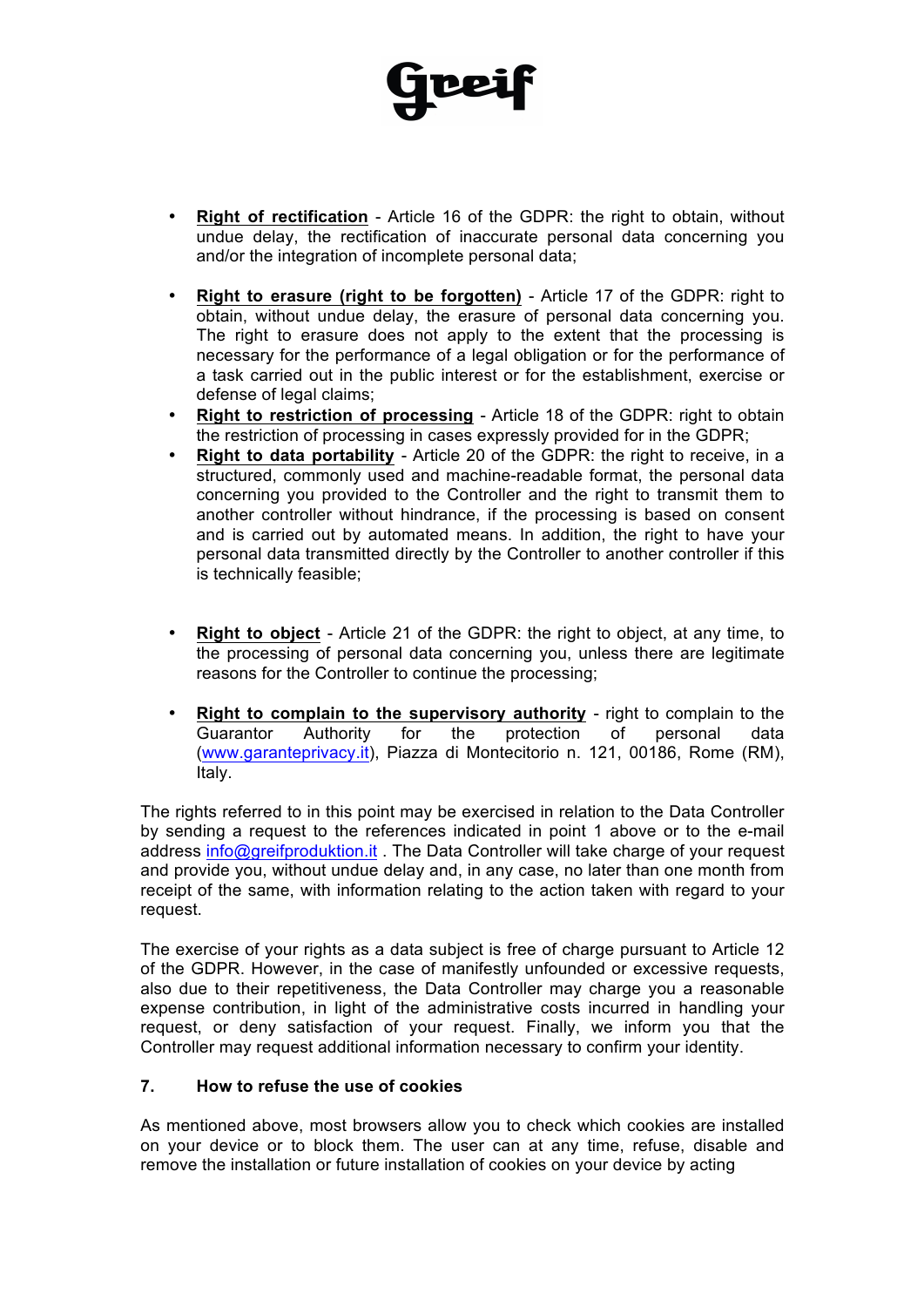- **Right of rectification** - Article 16 of the GDPR: the right to obtain, without undue delay, the rectification of inaccurate personal data concerning you and/or the integration of incomplete personal data;

- **Right to erasure (right to be forgotten)** - Article 17 of the GDPR: right to obtain, without undue delay, the erasure of personal data concerning you. The right to erasure does not apply to the extent that the processing is necessary for the performance of a legal obligation or for the performance of a task carried out in the public interest or for the establishment, exercise or defense of legal claims;
- **Right to restriction of processing** - Article 18 of the GDPR: right to obtain the restriction of processing in cases expressly provided for in the GDPR;
- **Right to data portability** - Article 20 of the GDPR: the right to receive, in a structured, commonly used and machine-readable format, the personal data concerning you provided to the Controller and the right to transmit them to another controller without hindrance, if the processing is based on consent and is carried out by automated means. In addition, the right to have your personal data transmitted directly by the Controller to another controller if this is technically feasible;

- **Right to object** - Article 21 of the GDPR: the right to object, at any time, to the processing of personal data concerning you, unless there are legitimate reasons for the Controller to continue the processing;

- **Right to complain to the supervisory authority** - right to complain to the Guarantor Authority for the protection of personal data (www.garanteprivacy.it), Piazza di Montecitorio n. 121, 00186, Rome (RM), Italy.

The rights referred to in this point may be exercised in relation to the Data Controller by sending a request to the references indicated in point 1 above or to the e-mail address info@greifproduktion.it . The Data Controller will take charge of your request and provide you, without undue delay and, in any case, no later than one month from receipt of the same, with information relating to the action taken with regard to your request.

The exercise of your rights as a data subject is free of charge pursuant to Article 12 of the GDPR. However, in the case of manifestly unfounded or excessive requests, also due to their repetitiveness, the Data Controller may charge you a reasonable expense contribution, in light of the administrative costs incurred in handling your request, or deny satisfaction of your request. Finally, we inform you that the Controller may request additional information necessary to confirm your identity.

## 7. How to refuse the use of cookies

As mentioned above, most browsers allow you to check which cookies are installed on your device or to block them. The user can at any time, refuse, disable and remove the installation or future installation of cookies on your device by acting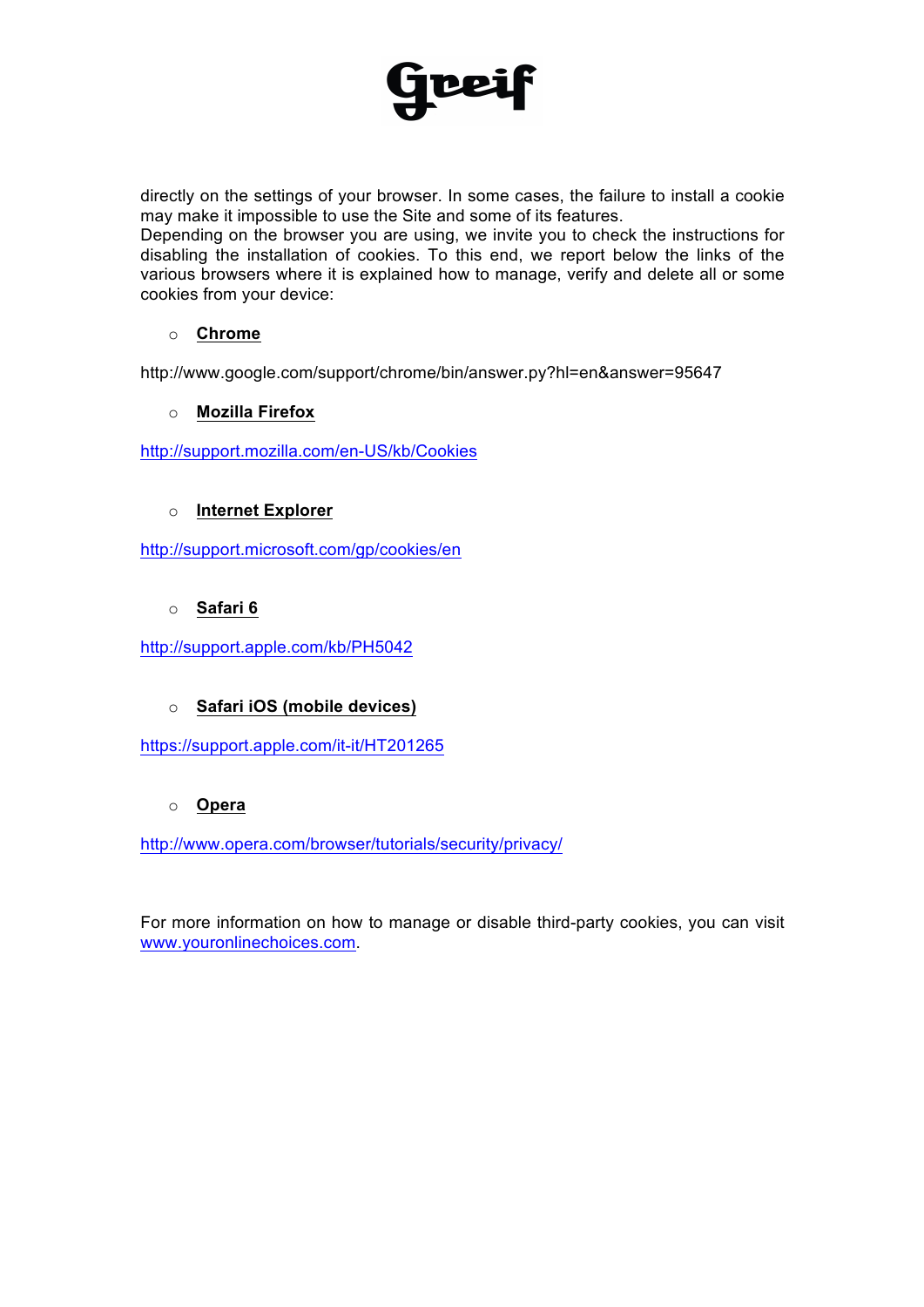directly on the settings of your browser. In some cases, the failure to install a cookie may make it impossible to use the Site and some of its features.
Depending on the browser you are using, we invite you to check the instructions for disabling the installation of cookies. To this end, we report below the links of the various browsers where it is explained how to manage, verify and delete all or some cookies from your device:

- **Chrome**

http://www.google.com/support/chrome/bin/answer.py?hl=en&answer=95647

- **Mozilla Firefox**

http://support.mozilla.com/en-US/kb/Cookies

- **Internet Explorer**

http://support.microsoft.com/gp/cookies/en

- **Safari 6**

http://support.apple.com/kb/PH5042

- **Safari iOS (mobile devices)**

https://support.apple.com/it-it/HT201265

- **Opera**

http://www.opera.com/browser/tutorials/security/privacy/

For more information on how to manage or disable third-party cookies, you can visit www.youronlinechoices.com.